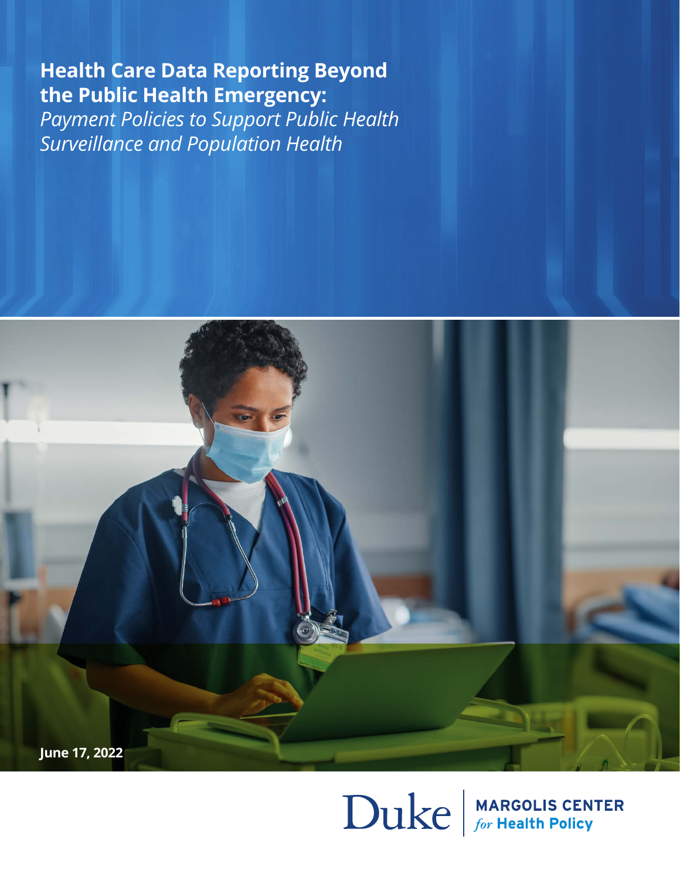# Health Care Data Reporting Beyond the Public Health Emergency:

*Payment Policies to Support Public Health Surveillance and Population Health*

**June 17, 2022**

Duke | MARGOLIS CENTER *for* **Health Policy**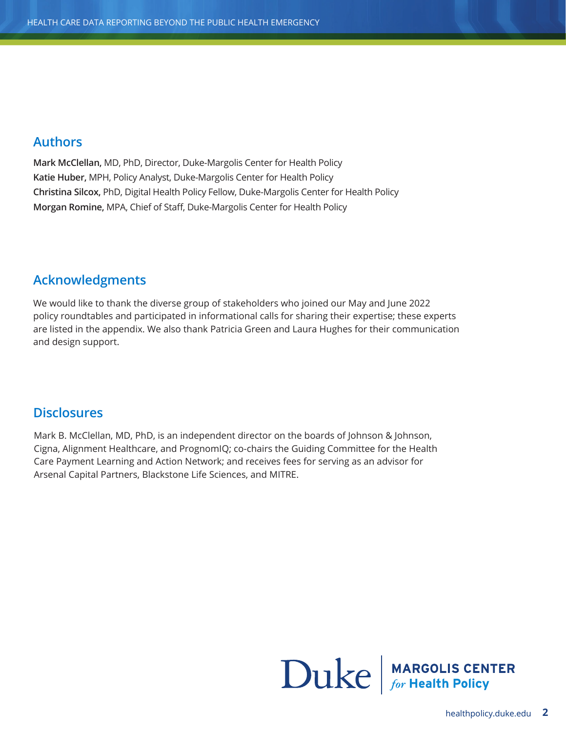## Authors

**Mark McClellan,** MD, PhD, Director, Duke-Margolis Center for Health Policy
**Katie Huber,** MPH, Policy Analyst, Duke-Margolis Center for Health Policy
**Christina Silcox,** PhD, Digital Health Policy Fellow, Duke-Margolis Center for Health Policy
**Morgan Romine,** MPA, Chief of Staff, Duke-Margolis Center for Health Policy

## Acknowledgments

We would like to thank the diverse group of stakeholders who joined our May and June 2022 policy roundtables and participated in informational calls for sharing their expertise; these experts are listed in the appendix. We also thank Patricia Green and Laura Hughes for their communication and design support.

## Disclosures

Mark B. McClellan, MD, PhD, is an independent director on the boards of Johnson & Johnson, Cigna, Alignment Healthcare, and PrognomIQ; co-chairs the Guiding Committee for the Health Care Payment Learning and Action Network; and receives fees for serving as an advisor for Arsenal Capital Partners, Blackstone Life Sciences, and MITRE.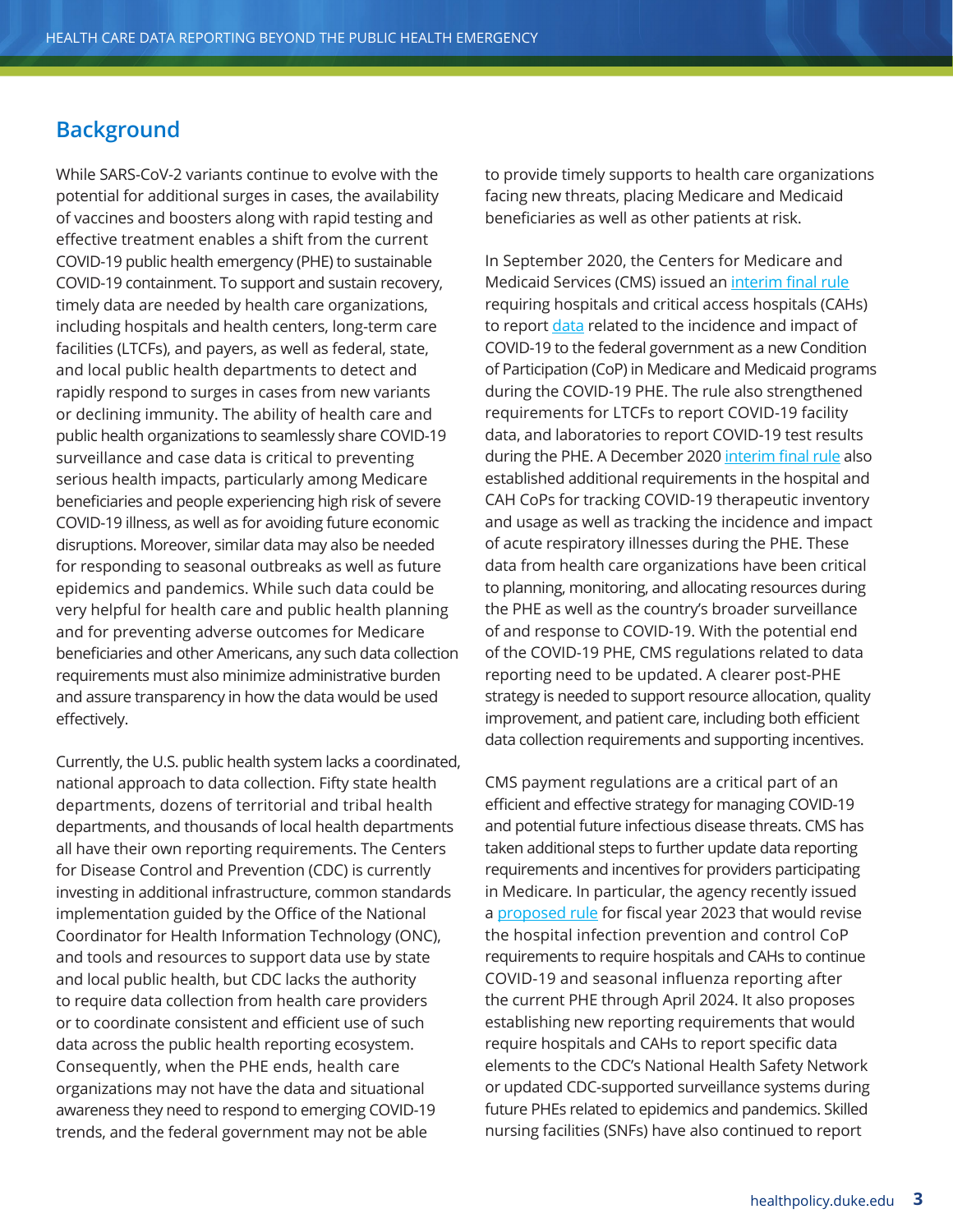## Background

While SARS-CoV-2 variants continue to evolve with the potential for additional surges in cases, the availability of vaccines and boosters along with rapid testing and effective treatment enables a shift from the current COVID-19 public health emergency (PHE) to sustainable COVID-19 containment. To support and sustain recovery, timely data are needed by health care organizations, including hospitals and health centers, long-term care facilities (LTCFs), and payers, as well as federal, state, and local public health departments to detect and rapidly respond to surges in cases from new variants or declining immunity. The ability of health care and public health organizations to seamlessly share COVID-19 surveillance and case data is critical to preventing serious health impacts, particularly among Medicare beneficiaries and people experiencing high risk of severe COVID-19 illness, as well as for avoiding future economic disruptions. Moreover, similar data may also be needed for responding to seasonal outbreaks as well as future epidemics and pandemics. While such data could be very helpful for health care and public health planning and for preventing adverse outcomes for Medicare beneficiaries and other Americans, any such data collection requirements must also minimize administrative burden and assure transparency in how the data would be used effectively.

Currently, the U.S. public health system lacks a coordinated, national approach to data collection. Fifty state health departments, dozens of territorial and tribal health departments, and thousands of local health departments all have their own reporting requirements. The Centers for Disease Control and Prevention (CDC) is currently investing in additional infrastructure, common standards implementation guided by the Office of the National Coordinator for Health Information Technology (ONC), and tools and resources to support data use by state and local public health, but CDC lacks the authority to require data collection from health care providers or to coordinate consistent and efficient use of such data across the public health reporting ecosystem. Consequently, when the PHE ends, health care organizations may not have the data and situational awareness they need to respond to emerging COVID-19 trends, and the federal government may not be able to provide timely supports to health care organizations facing new threats, placing Medicare and Medicaid beneficiaries as well as other patients at risk.

In September 2020, the Centers for Medicare and Medicaid Services (CMS) issued an interim final rule requiring hospitals and critical access hospitals (CAHs) to report data related to the incidence and impact of COVID-19 to the federal government as a new Condition of Participation (CoP) in Medicare and Medicaid programs during the COVID-19 PHE. The rule also strengthened requirements for LTCFs to report COVID-19 facility data, and laboratories to report COVID-19 test results during the PHE. A December 2020 interim final rule also established additional requirements in the hospital and CAH CoPs for tracking COVID-19 therapeutic inventory and usage as well as tracking the incidence and impact of acute respiratory illnesses during the PHE. These data from health care organizations have been critical to planning, monitoring, and allocating resources during the PHE as well as the country's broader surveillance of and response to COVID-19. With the potential end of the COVID-19 PHE, CMS regulations related to data reporting need to be updated. A clearer post-PHE strategy is needed to support resource allocation, quality improvement, and patient care, including both efficient data collection requirements and supporting incentives.

CMS payment regulations are a critical part of an efficient and effective strategy for managing COVID-19 and potential future infectious disease threats. CMS has taken additional steps to further update data reporting requirements and incentives for providers participating in Medicare. In particular, the agency recently issued a proposed rule for fiscal year 2023 that would revise the hospital infection prevention and control CoP requirements to require hospitals and CAHs to continue COVID-19 and seasonal influenza reporting after the current PHE through April 2024. It also proposes establishing new reporting requirements that would require hospitals and CAHs to report specific data elements to the CDC's National Health Safety Network or updated CDC-supported surveillance systems during future PHEs related to epidemics and pandemics. Skilled nursing facilities (SNFs) have also continued to report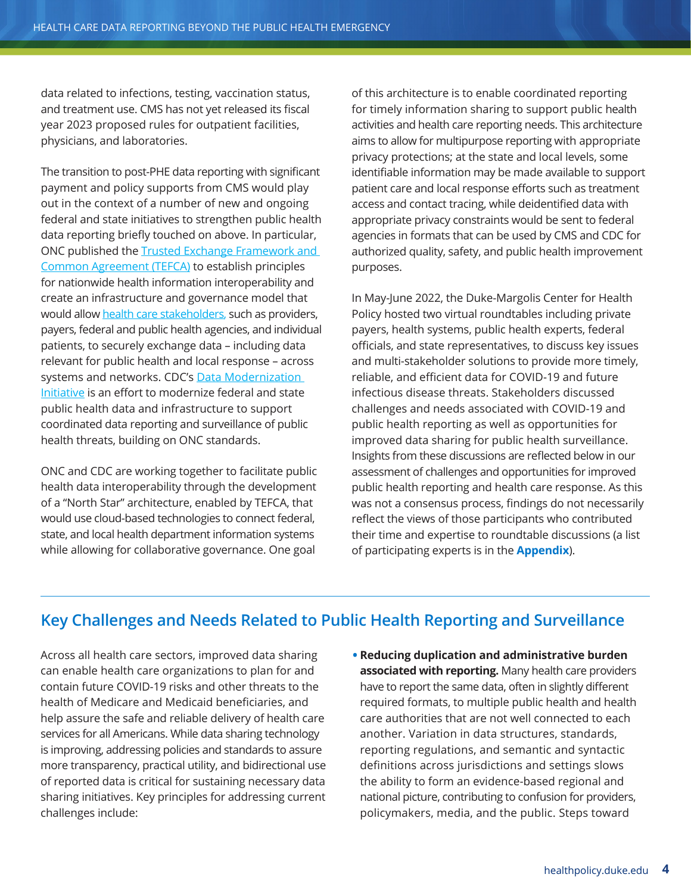data related to infections, testing, vaccination status, and treatment use. CMS has not yet released its fiscal year 2023 proposed rules for outpatient facilities, physicians, and laboratories.

The transition to post-PHE data reporting with significant payment and policy supports from CMS would play out in the context of a number of new and ongoing federal and state initiatives to strengthen public health data reporting briefly touched on above. In particular, ONC published the [Trusted Exchange Framework and Common Agreement (TEFCA)]() to establish principles for nationwide health information interoperability and create an infrastructure and governance model that would allow [health care stakeholders,]() such as providers, payers, federal and public health agencies, and individual patients, to securely exchange data – including data relevant for public health and local response – across systems and networks. CDC's [Data Modernization Initiative]() is an effort to modernize federal and state public health data and infrastructure to support coordinated data reporting and surveillance of public health threats, building on ONC standards.

ONC and CDC are working together to facilitate public health data interoperability through the development of a "North Star" architecture, enabled by TEFCA, that would use cloud-based technologies to connect federal, state, and local health department information systems while allowing for collaborative governance. One goal of this architecture is to enable coordinated reporting for timely information sharing to support public health activities and health care reporting needs. This architecture aims to allow for multipurpose reporting with appropriate privacy protections; at the state and local levels, some identifiable information may be made available to support patient care and local response efforts such as treatment access and contact tracing, while deidentified data with appropriate privacy constraints would be sent to federal agencies in formats that can be used by CMS and CDC for authorized quality, safety, and public health improvement purposes.

In May-June 2022, the Duke-Margolis Center for Health Policy hosted two virtual roundtables including private payers, health systems, public health experts, federal officials, and state representatives, to discuss key issues and multi-stakeholder solutions to provide more timely, reliable, and efficient data for COVID-19 and future infectious disease threats. Stakeholders discussed challenges and needs associated with COVID-19 and public health reporting as well as opportunities for improved data sharing for public health surveillance. Insights from these discussions are reflected below in our assessment of challenges and opportunities for improved public health reporting and health care response. As this was not a consensus process, findings do not necessarily reflect the views of those participants who contributed their time and expertise to roundtable discussions (a list of participating experts is in the **Appendix**).

## Key Challenges and Needs Related to Public Health Reporting and Surveillance

Across all health care sectors, improved data sharing can enable health care organizations to plan for and contain future COVID-19 risks and other threats to the health of Medicare and Medicaid beneficiaries, and help assure the safe and reliable delivery of health care services for all Americans. While data sharing technology is improving, addressing policies and standards to assure more transparency, practical utility, and bidirectional use of reported data is critical for sustaining necessary data sharing initiatives. Key principles for addressing current challenges include:

- **Reducing duplication and administrative burden associated with reporting.** Many health care providers have to report the same data, often in slightly different required formats, to multiple public health and health care authorities that are not well connected to each another. Variation in data structures, standards, reporting regulations, and semantic and syntactic definitions across jurisdictions and settings slows the ability to form an evidence-based regional and national picture, contributing to confusion for providers, policymakers, media, and the public. Steps toward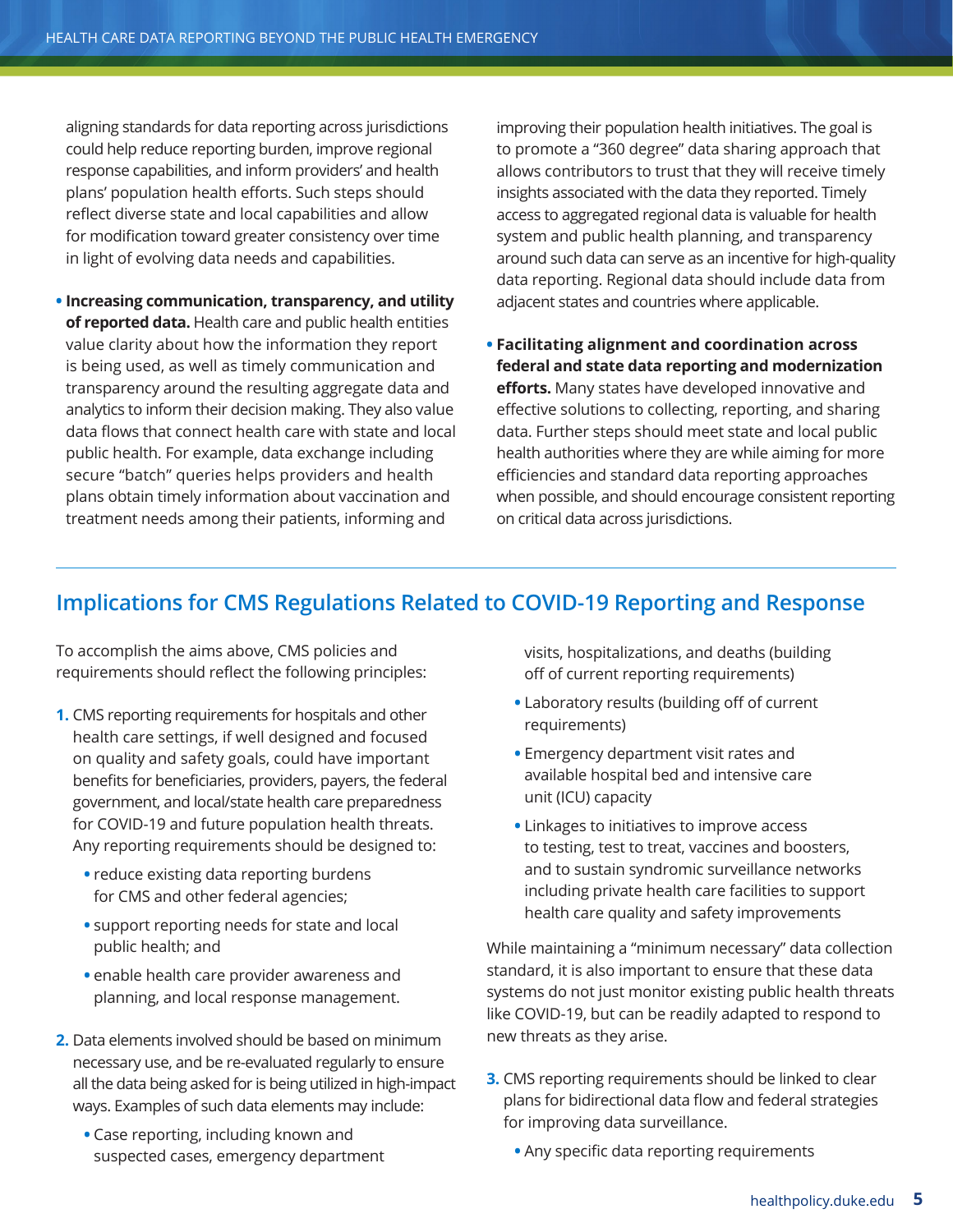aligning standards for data reporting across jurisdictions could help reduce reporting burden, improve regional response capabilities, and inform providers' and health plans' population health efforts. Such steps should reflect diverse state and local capabilities and allow for modification toward greater consistency over time in light of evolving data needs and capabilities.

- **Increasing communication, transparency, and utility of reported data.** Health care and public health entities value clarity about how the information they report is being used, as well as timely communication and transparency around the resulting aggregate data and analytics to inform their decision making. They also value data flows that connect health care with state and local public health. For example, data exchange including secure "batch" queries helps providers and health plans obtain timely information about vaccination and treatment needs among their patients, informing and improving their population health initiatives. The goal is to promote a "360 degree" data sharing approach that allows contributors to trust that they will receive timely insights associated with the data they reported. Timely access to aggregated regional data is valuable for health system and public health planning, and transparency around such data can serve as an incentive for high-quality data reporting. Regional data should include data from adjacent states and countries where applicable.

- **Facilitating alignment and coordination across federal and state data reporting and modernization efforts.** Many states have developed innovative and effective solutions to collecting, reporting, and sharing data. Further steps should meet state and local public health authorities where they are while aiming for more efficiencies and standard data reporting approaches when possible, and should encourage consistent reporting on critical data across jurisdictions.

## Implications for CMS Regulations Related to COVID-19 Reporting and Response

To accomplish the aims above, CMS policies and requirements should reflect the following principles:

1. CMS reporting requirements for hospitals and other health care settings, if well designed and focused on quality and safety goals, could have important benefits for beneficiaries, providers, payers, the federal government, and local/state health care preparedness for COVID-19 and future population health threats. Any reporting requirements should be designed to:
   - reduce existing data reporting burdens for CMS and other federal agencies;
   - support reporting needs for state and local public health; and
   - enable health care provider awareness and planning, and local response management.

2. Data elements involved should be based on minimum necessary use, and be re-evaluated regularly to ensure all the data being asked for is being utilized in high-impact ways. Examples of such data elements may include:
   - Case reporting, including known and suspected cases, emergency department visits, hospitalizations, and deaths (building off of current reporting requirements)
   - Laboratory results (building off of current requirements)
   - Emergency department visit rates and available hospital bed and intensive care unit (ICU) capacity
   - Linkages to initiatives to improve access to testing, test to treat, vaccines and boosters, and to sustain syndromic surveillance networks including private health care facilities to support health care quality and safety improvements

   While maintaining a "minimum necessary" data collection standard, it is also important to ensure that these data systems do not just monitor existing public health threats like COVID-19, but can be readily adapted to respond to new threats as they arise.

3. CMS reporting requirements should be linked to clear plans for bidirectional data flow and federal strategies for improving data surveillance.
   - Any specific data reporting requirements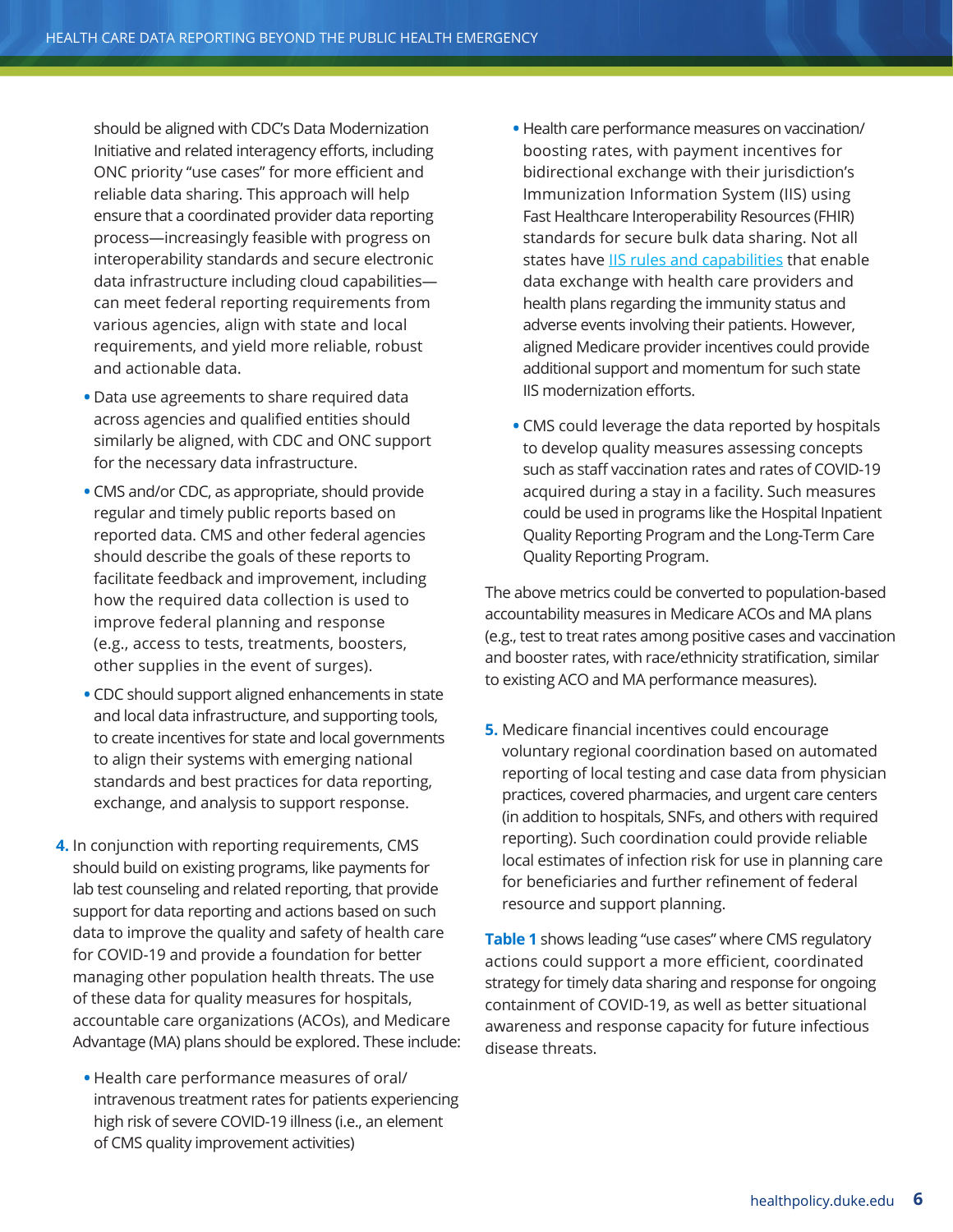should be aligned with CDC's Data Modernization Initiative and related interagency efforts, including ONC priority "use cases" for more efficient and reliable data sharing. This approach will help ensure that a coordinated provider data reporting process—increasingly feasible with progress on interoperability standards and secure electronic data infrastructure including cloud capabilities—can meet federal reporting requirements from various agencies, align with state and local requirements, and yield more reliable, robust and actionable data.

- Data use agreements to share required data across agencies and qualified entities should similarly be aligned, with CDC and ONC support for the necessary data infrastructure.
- CMS and/or CDC, as appropriate, should provide regular and timely public reports based on reported data. CMS and other federal agencies should describe the goals of these reports to facilitate feedback and improvement, including how the required data collection is used to improve federal planning and response (e.g., access to tests, treatments, boosters, other supplies in the event of surges).
- CDC should support aligned enhancements in state and local data infrastructure, and supporting tools, to create incentives for state and local governments to align their systems with emerging national standards and best practices for data reporting, exchange, and analysis to support response.

4. In conjunction with reporting requirements, CMS should build on existing programs, like payments for lab test counseling and related reporting, that provide support for data reporting and actions based on such data to improve the quality and safety of health care for COVID-19 and provide a foundation for better managing other population health threats. The use of these data for quality measures for hospitals, accountable care organizations (ACOs), and Medicare Advantage (MA) plans should be explored. These include:
   - Health care performance measures of oral/intravenous treatment rates for patients experiencing high risk of severe COVID-19 illness (i.e., an element of CMS quality improvement activities)
   - Health care performance measures on vaccination/boosting rates, with payment incentives for bidirectional exchange with their jurisdiction's Immunization Information System (IIS) using Fast Healthcare Interoperability Resources (FHIR) standards for secure bulk data sharing. Not all states have [IIS rules and capabilities] that enable data exchange with health care providers and health plans regarding the immunity status and adverse events involving their patients. However, aligned Medicare provider incentives could provide additional support and momentum for such state IIS modernization efforts.
   - CMS could leverage the data reported by hospitals to develop quality measures assessing concepts such as staff vaccination rates and rates of COVID-19 acquired during a stay in a facility. Such measures could be used in programs like the Hospital Inpatient Quality Reporting Program and the Long-Term Care Quality Reporting Program.

The above metrics could be converted to population-based accountability measures in Medicare ACOs and MA plans (e.g., test to treat rates among positive cases and vaccination and booster rates, with race/ethnicity stratification, similar to existing ACO and MA performance measures).

5. Medicare financial incentives could encourage voluntary regional coordination based on automated reporting of local testing and case data from physician practices, covered pharmacies, and urgent care centers (in addition to hospitals, SNFs, and others with required reporting). Such coordination could provide reliable local estimates of infection risk for use in planning care for beneficiaries and further refinement of federal resource and support planning.

**Table 1** shows leading "use cases" where CMS regulatory actions could support a more efficient, coordinated strategy for timely data sharing and response for ongoing containment of COVID-19, as well as better situational awareness and response capacity for future infectious disease threats.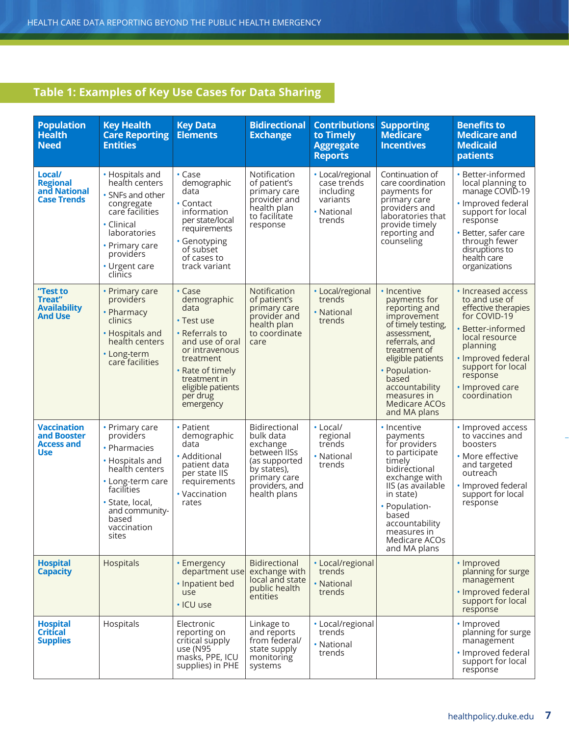## Table 1: Examples of Key Use Cases for Data Sharing

| Population Health Need | Key Health Care Reporting Entities | Key Data Elements | Bidirectional Exchange | Contributions to Timely Aggregate Reports | Supporting Medicare Incentives | Benefits to Medicare and Medicaid patients |
|---|---|---|---|---|---|---|
| **Local/ Regional and National Case Trends** | • Hospitals and health centers<br>• SNFs and other congregate care facilities<br>• Clinical laboratories<br>• Primary care providers<br>• Urgent care clinics | • Case demographic data<br>• Contact information per state/local requirements<br>• Genotyping of subset of cases to track variant | Notification of patient's primary care provider and health plan to facilitate response | • Local/regional case trends including variants<br>• National trends | Continuation of care coordination payments for primary care providers and laboratories that provide timely reporting and counseling | • Better-informed local planning to manage COVID-19<br>• Improved federal support for local response<br>• Better, safer care through fewer disruptions to health care organizations |
| **"Test to Treat" Availability And Use** | • Primary care providers<br>• Pharmacy clinics<br>• Hospitals and health centers<br>• Long-term care facilities | • Case demographic data<br>• Test use<br>• Referrals to and use of oral or intravenous treatment<br>• Rate of timely treatment in eligible patients per drug emergency | Notification of patient's primary care provider and health plan to coordinate care | • Local/regional trends<br>• National trends | • Incentive payments for reporting and improvement of timely testing, assessment, referrals, and treatment of eligible patients<br>• Population-based accountability measures in Medicare ACOs and MA plans | • Increased access to and use of effective therapies for COVID-19<br>• Better-informed local resource planning<br>• Improved federal support for local response<br>• Improved care coordination |
| **Vaccination and Booster Access and Use** | • Primary care providers<br>• Pharmacies<br>• Hospitals and health centers<br>• Long-term care facilities<br>• State, local, and community-based vaccination sites | • Patient demographic data<br>• Additional patient data per state IIS requirements<br>• Vaccination rates | Bidirectional bulk data exchange between IISs (as supported by states), primary care providers, and health plans | • Local/ regional trends<br>• National trends | • Incentive payments for providers to participate timely bidirectional exchange with IIS (as available in state)<br>• Population-based accountability measures in Medicare ACOs and MA plans | • Improved access to vaccines and boosters<br>• More effective and targeted outreach<br>• Improved federal support for local response |
| **Hospital Capacity** | Hospitals | • Emergency department use<br>• Inpatient bed use<br>• ICU use | Bidirectional exchange with local and state public health entities | • Local/regional trends<br>• National trends | | • Improved planning for surge management<br>• Improved federal support for local response |
| **Hospital Critical Supplies** | Hospitals | Electronic reporting on critical supply use (N95 masks, PPE, ICU supplies) in PHE | Linkage to and reports from federal/ state supply monitoring systems | • Local/regional trends<br>• National trends | | • Improved planning for surge management<br>• Improved federal support for local response |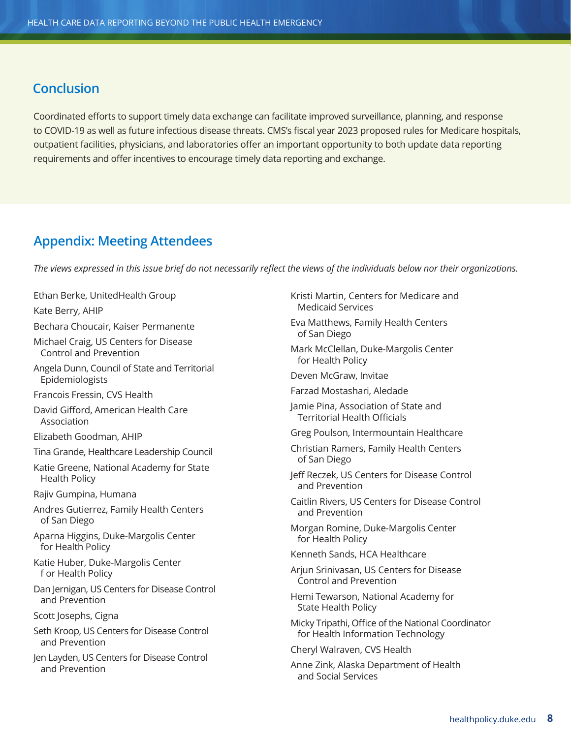## Conclusion

Coordinated efforts to support timely data exchange can facilitate improved surveillance, planning, and response to COVID-19 as well as future infectious disease threats. CMS's fiscal year 2023 proposed rules for Medicare hospitals, outpatient facilities, physicians, and laboratories offer an important opportunity to both update data reporting requirements and offer incentives to encourage timely data reporting and exchange.

## Appendix: Meeting Attendees

*The views expressed in this issue brief do not necessarily reflect the views of the individuals below nor their organizations.*

Ethan Berke, UnitedHealth Group

Kate Berry, AHIP

Bechara Choucair, Kaiser Permanente

Michael Craig, US Centers for Disease Control and Prevention

Angela Dunn, Council of State and Territorial Epidemiologists

Francois Fressin, CVS Health

David Gifford, American Health Care Association

Elizabeth Goodman, AHIP

Tina Grande, Healthcare Leadership Council

Katie Greene, National Academy for State Health Policy

Rajiv Gumpina, Humana

Andres Gutierrez, Family Health Centers of San Diego

Aparna Higgins, Duke-Margolis Center for Health Policy

Katie Huber, Duke-Margolis Center f or Health Policy

Dan Jernigan, US Centers for Disease Control and Prevention

Scott Josephs, Cigna

Seth Kroop, US Centers for Disease Control and Prevention

Jen Layden, US Centers for Disease Control and Prevention

Kristi Martin, Centers for Medicare and Medicaid Services

Eva Matthews, Family Health Centers of San Diego

Mark McClellan, Duke-Margolis Center for Health Policy

Deven McGraw, Invitae

Farzad Mostashari, Aledade

Jamie Pina, Association of State and Territorial Health Officials

Greg Poulson, Intermountain Healthcare

Christian Ramers, Family Health Centers of San Diego

Jeff Reczek, US Centers for Disease Control and Prevention

Caitlin Rivers, US Centers for Disease Control and Prevention

Morgan Romine, Duke-Margolis Center for Health Policy

Kenneth Sands, HCA Healthcare

Arjun Srinivasan, US Centers for Disease Control and Prevention

Hemi Tewarson, National Academy for State Health Policy

Micky Tripathi, Office of the National Coordinator for Health Information Technology

Cheryl Walraven, CVS Health

Anne Zink, Alaska Department of Health and Social Services